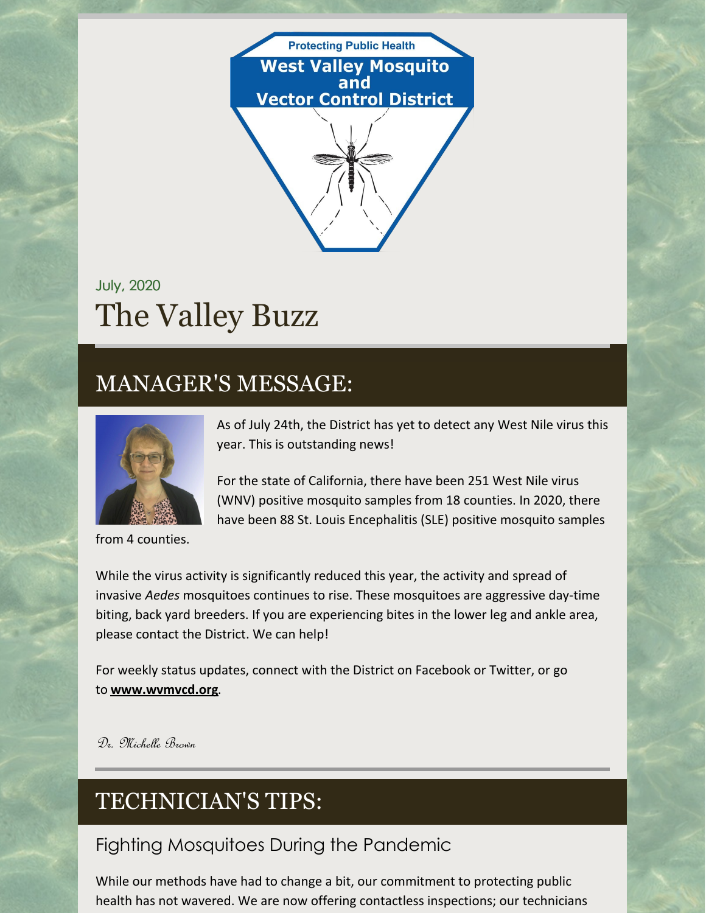Protecting Public Health

**West Valley Mosquito and Vector Control District**

July, 2020

# The Valley Buzz

## MANAGER'S MESSAGE:

As of July 24th, the District has yet to detect any West Nile virus this year. This is outstanding news!

For the state of California, there have been 251 West Nile virus (WNV) positive mosquito samples from 18 counties. In 2020, there have been 88 St. Louis Encephalitis (SLE) positive mosquito samples from 4 counties.

While the virus activity is significantly reduced this year, the activity and spread of invasive *Aedes* mosquitoes continues to rise. These mosquitoes are aggressive day-time biting, back yard breeders. If you are experiencing bites in the lower leg and ankle area, please contact the District. We can help!

For weekly status updates, connect with the District on Facebook or Twitter, or go to **www.wvmvcd.org**.

*Dr. Michelle Brown*

## TECHNICIAN'S TIPS:

### Fighting Mosquitoes During the Pandemic

While our methods have had to change a bit, our commitment to protecting public health has not wavered. We are now offering contactless inspections; our technicians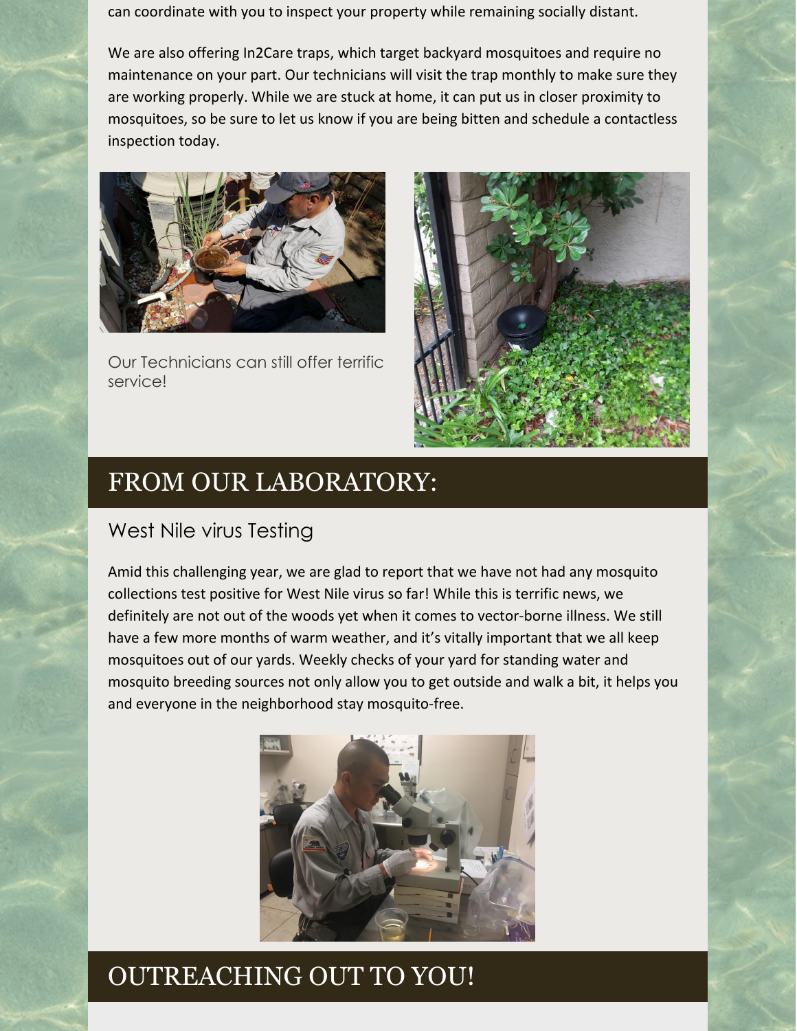can coordinate with you to inspect your property while remaining socially distant.

We are also offering In2Care traps, which target backyard mosquitoes and require no maintenance on your part. Our technicians will visit the trap monthly to make sure they are working properly. While we are stuck at home, it can put us in closer proximity to mosquitoes, so be sure to let us know if you are being bitten and schedule a contactless inspection today.

Our Technicians can still offer terrific service!

## FROM OUR LABORATORY:

### West Nile virus Testing

Amid this challenging year, we are glad to report that we have not had any mosquito collections test positive for West Nile virus so far! While this is terrific news, we definitely are not out of the woods yet when it comes to vector-borne illness. We still have a few more months of warm weather, and it's vitally important that we all keep mosquitoes out of our yards. Weekly checks of your yard for standing water and mosquito breeding sources not only allow you to get outside and walk a bit, it helps you and everyone in the neighborhood stay mosquito-free.

## OUTREACHING OUT TO YOU!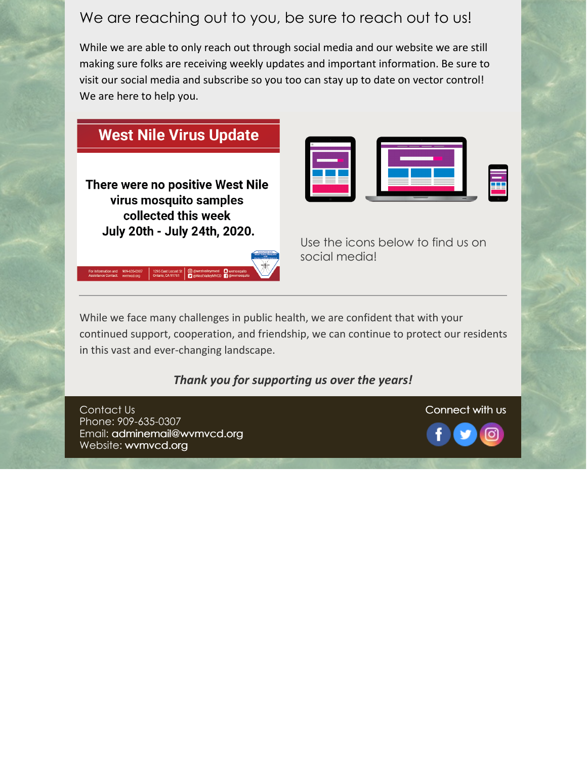## We are reaching out to you, be sure to reach out to us!

While we are able to only reach out through social media and our website we are still making sure folks are receiving weekly updates and important information. Be sure to visit our social media and subscribe so you too can stay up to date on vector control! We are here to help you.

**West Nile Virus Update**

**There were no positive West Nile virus mosquito samples collected this week July 20th - July 24th, 2020.**

For information and Assistance Contact: 909-635-0307 wvmvcd.org | 1295 East Locust St Ontario, CA 91761 | @westvalleymvcd @wvmosquito @WestValleyMVCD @wvmosquito

Use the icons below to find us on social media!

---

While we face many challenges in public health, we are confident that with your continued support, cooperation, and friendship, we can continue to protect our residents in this vast and ever-changing landscape.

***Thank you for supporting us over the years!***

Contact Us
Phone: 909-635-0307
Email: adminemail@wvmvcd.org
Website: wvmvcd.org

Connect with us